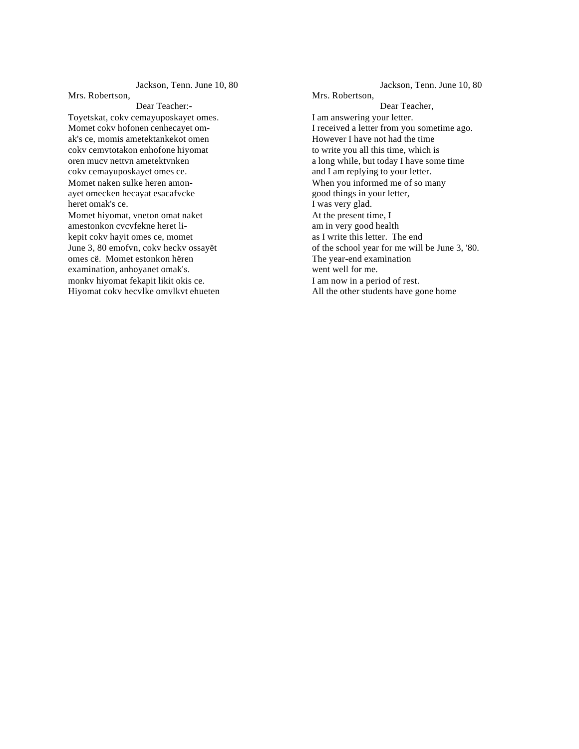Jackson, Tenn. June 10, 80

Mrs. Robertson,

Dear Teacher:-

Toyetskat, cokv cemayuposkayet omes.
Momet cokv hofonen cenhecayet om-
ak's ce, momis ametektankekot omen
cokv cemvtotakon enhofone hiyomat
oren mucv nettvn ametektvnken
cokv cemayuposkayet omes ce.
Momet naken sulke heren amon-
ayet omecken hecayat esacafvcke
heret omak's ce.
Momet hiyomat, vneton omat naket
amestonkon cvcvfekne heret li-
kepit cokv hayit omes ce, momet
June 3, 80 emofvn, cokv heckv ossayët
omes cë. Momet estonkon hëren
examination, anhoyanet omak's.
monkv hiyomat fekapit likit okis ce.
Hiyomat cokv hecvlke omvlkvt ehueten

---

Jackson, Tenn. June 10, 80

Mrs. Robertson,

Dear Teacher,

I am answering your letter.
I received a letter from you sometime ago.
However I have not had the time
to write you all this time, which is
a long while, but today I have some time
and I am replying to your letter.
When you informed me of so many
good things in your letter,
I was very glad.
At the present time, I
am in very good health
as I write this letter. The end
of the school year for me will be June 3, '80.
The year-end examination
went well for me.
I am now in a period of rest.
All the other students have gone home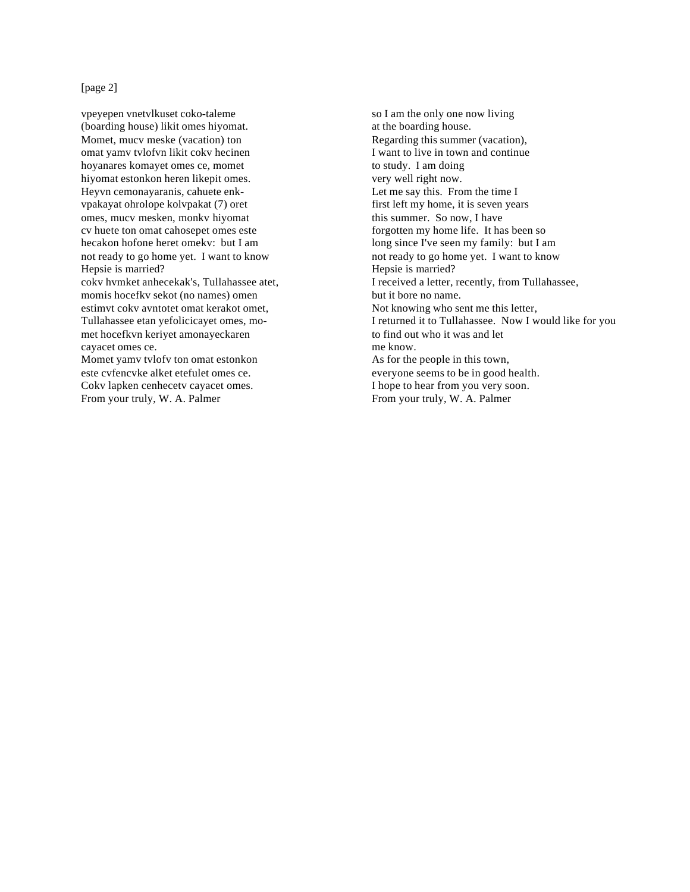[page 2]

vpeyepen vnetvlkuset coko-taleme
(boarding house) likit omes hiyomat.
Momet, mucv meske (vacation) ton
omat yamv tvlofvn likit cokv hecinen
hoyanares komayet omes ce, momet
hiyomat estonkon heren likepit omes.
Heyvn cemonayaranis, cahuete enk-
vpakayat ohrolope kolvpakat (7) oret
omes, mucv mesken, monkv hiyomat
cv huete ton omat cahosepet omes este
hecakon hofone heret omekv: but I am
not ready to go home yet. I want to know
Hepsie is married?
cokv hvmket anhecekak's, Tullahassee atet,
momis hocefkv sekot (no names) omen
estimvt cokv avntotet omat kerakot omet,
Tullahassee etan yefolicicayet omes, mo-
met hocefkvn keriyet amonayeckaren
cayacet omes ce.
Momet yamv tvlofv ton omat estonkon
este cvfencvke alket etefulet omes ce.
Cokv lapken cenhecetv cayacet omes.
From your truly, W. A. Palmer

so I am the only one now living
at the boarding house.
Regarding this summer (vacation),
I want to live in town and continue
to study. I am doing
very well right now.
Let me say this. From the time I
first left my home, it is seven years
this summer. So now, I have
forgotten my home life. It has been so
long since I've seen my family: but I am
not ready to go home yet. I want to know
Hepsie is married?
I received a letter, recently, from Tullahassee,
but it bore no name.
Not knowing who sent me this letter,
I returned it to Tullahassee. Now I would like for you
to find out who it was and let
me know.
As for the people in this town,
everyone seems to be in good health.
I hope to hear from you very soon.
From your truly, W. A. Palmer